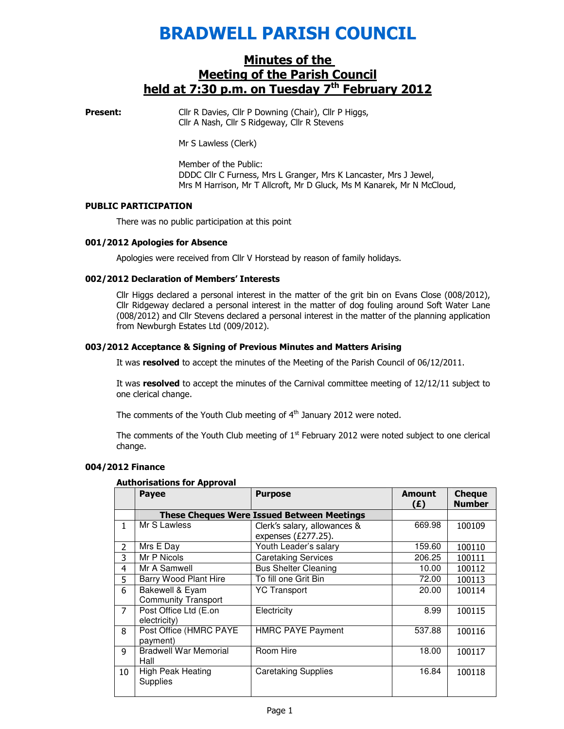# BRADWELL PARISH COUNCIL

## Minutes of the Meeting of the Parish Council held at 7:30 p.m. on Tuesday 7th February 2012

**Present:** Cllr R Davies, Cllr P Downing (Chair), Cllr P Higgs, Cllr A Nash, Cllr S Ridgeway, Cllr R Stevens

Mr S Lawless (Clerk)

Member of the Public:
DDDC Cllr C Furness, Mrs L Granger, Mrs K Lancaster, Mrs J Jewel, Mrs M Harrison, Mr T Allcroft, Mr D Gluck, Ms M Kanarek, Mr N McCloud,

### PUBLIC PARTICIPATION

There was no public participation at this point

### 001/2012 Apologies for Absence

Apologies were received from Cllr V Horstead by reason of family holidays.

### 002/2012 Declaration of Members' Interests

Cllr Higgs declared a personal interest in the matter of the grit bin on Evans Close (008/2012), Cllr Ridgeway declared a personal interest in the matter of dog fouling around Soft Water Lane (008/2012) and Cllr Stevens declared a personal interest in the matter of the planning application from Newburgh Estates Ltd (009/2012).

### 003/2012 Acceptance & Signing of Previous Minutes and Matters Arising

It was **resolved** to accept the minutes of the Meeting of the Parish Council of 06/12/2011.

It was **resolved** to accept the minutes of the Carnival committee meeting of 12/12/11 subject to one clerical change.

The comments of the Youth Club meeting of 4th January 2012 were noted.

The comments of the Youth Club meeting of 1st February 2012 were noted subject to one clerical change.

### 004/2012 Finance

**Authorisations for Approval**

| | Payee | Purpose | Amount (£) | Cheque Number |
|---|---|---|---|---|
| | **These Cheques Were Issued Between Meetings** | | | |
| 1 | Mr S Lawless | Clerk's salary, allowances & expenses (£277.25). | 669.98 | 100109 |
| 2 | Mrs E Day | Youth Leader's salary | 159.60 | 100110 |
| 3 | Mr P Nicols | Caretaking Services | 206.25 | 100111 |
| 4 | Mr A Samwell | Bus Shelter Cleaning | 10.00 | 100112 |
| 5 | Barry Wood Plant Hire | To fill one Grit Bin | 72.00 | 100113 |
| 6 | Bakewell & Eyam Community Transport | YC Transport | 20.00 | 100114 |
| 7 | Post Office Ltd (E.on electricity) | Electricity | 8.99 | 100115 |
| 8 | Post Office (HMRC PAYE payment) | HMRC PAYE Payment | 537.88 | 100116 |
| 9 | Bradwell War Memorial Hall | Room Hire | 18.00 | 100117 |
| 10 | High Peak Heating Supplies | Caretaking Supplies | 16.84 | 100118 |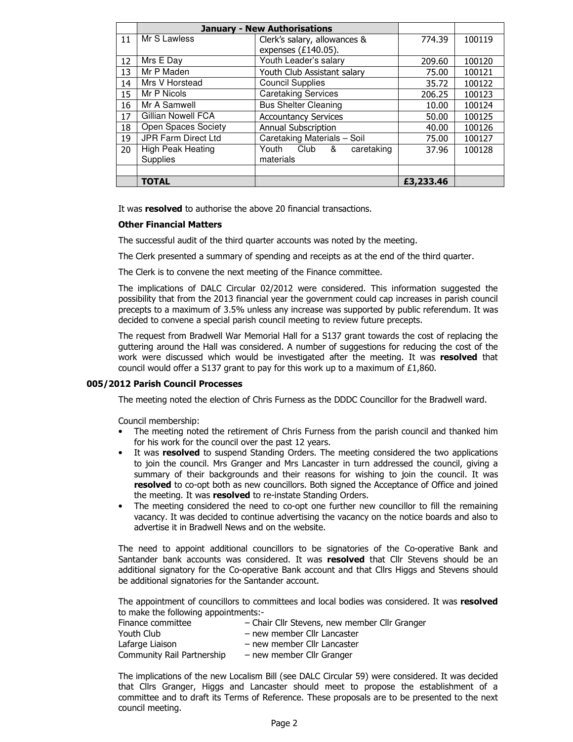| | January - New Authorisations | | | |
|---|---|---|---|---|
| 11 | Mr S Lawless | Clerk's salary, allowances & expenses (£140.05). | 774.39 | 100119 |
| 12 | Mrs E Day | Youth Leader's salary | 209.60 | 100120 |
| 13 | Mr P Maden | Youth Club Assistant salary | 75.00 | 100121 |
| 14 | Mrs V Horstead | Council Supplies | 35.72 | 100122 |
| 15 | Mr P Nicols | Caretaking Services | 206.25 | 100123 |
| 16 | Mr A Samwell | Bus Shelter Cleaning | 10.00 | 100124 |
| 17 | Gillian Nowell FCA | Accountancy Services | 50.00 | 100125 |
| 18 | Open Spaces Society | Annual Subscription | 40.00 | 100126 |
| 19 | JPR Farm Direct Ltd | Caretaking Materials – Soil | 75.00 | 100127 |
| 20 | High Peak Heating Supplies | Youth Club & caretaking materials | 37.96 | 100128 |
| | | | | |
| | **TOTAL** | | **£3,233.46** | |

It was **resolved** to authorise the above 20 financial transactions.

**Other Financial Matters**

The successful audit of the third quarter accounts was noted by the meeting.

The Clerk presented a summary of spending and receipts as at the end of the third quarter.

The Clerk is to convene the next meeting of the Finance committee.

The implications of DALC Circular 02/2012 were considered. This information suggested the possibility that from the 2013 financial year the government could cap increases in parish council precepts to a maximum of 3.5% unless any increase was supported by public referendum. It was decided to convene a special parish council meeting to review future precepts.

The request from Bradwell War Memorial Hall for a S137 grant towards the cost of replacing the guttering around the Hall was considered. A number of suggestions for reducing the cost of the work were discussed which would be investigated after the meeting. It was **resolved** that council would offer a S137 grant to pay for this work up to a maximum of £1,860.

### 005/2012 Parish Council Processes

The meeting noted the election of Chris Furness as the DDDC Councillor for the Bradwell ward.

Council membership:

- The meeting noted the retirement of Chris Furness from the parish council and thanked him for his work for the council over the past 12 years.
- It was **resolved** to suspend Standing Orders. The meeting considered the two applications to join the council. Mrs Granger and Mrs Lancaster in turn addressed the council, giving a summary of their backgrounds and their reasons for wishing to join the council. It was **resolved** to co-opt both as new councillors. Both signed the Acceptance of Office and joined the meeting. It was **resolved** to re-instate Standing Orders.
- The meeting considered the need to co-opt one further new councillor to fill the remaining vacancy. It was decided to continue advertising the vacancy on the notice boards and also to advertise it in Bradwell News and on the website.

The need to appoint additional councillors to be signatories of the Co-operative Bank and Santander bank accounts was considered. It was **resolved** that Cllr Stevens should be an additional signatory for the Co-operative Bank account and that Cllrs Higgs and Stevens should be additional signatories for the Santander account.

The appointment of councillors to committees and local bodies was considered. It was **resolved** to make the following appointments:-

Finance committee – Chair Cllr Stevens, new member Cllr Granger
Youth Club – new member Cllr Lancaster
Lafarge Liaison – new member Cllr Lancaster
Community Rail Partnership – new member Cllr Granger

The implications of the new Localism Bill (see DALC Circular 59) were considered. It was decided that Cllrs Granger, Higgs and Lancaster should meet to propose the establishment of a committee and to draft its Terms of Reference. These proposals are to be presented to the next council meeting.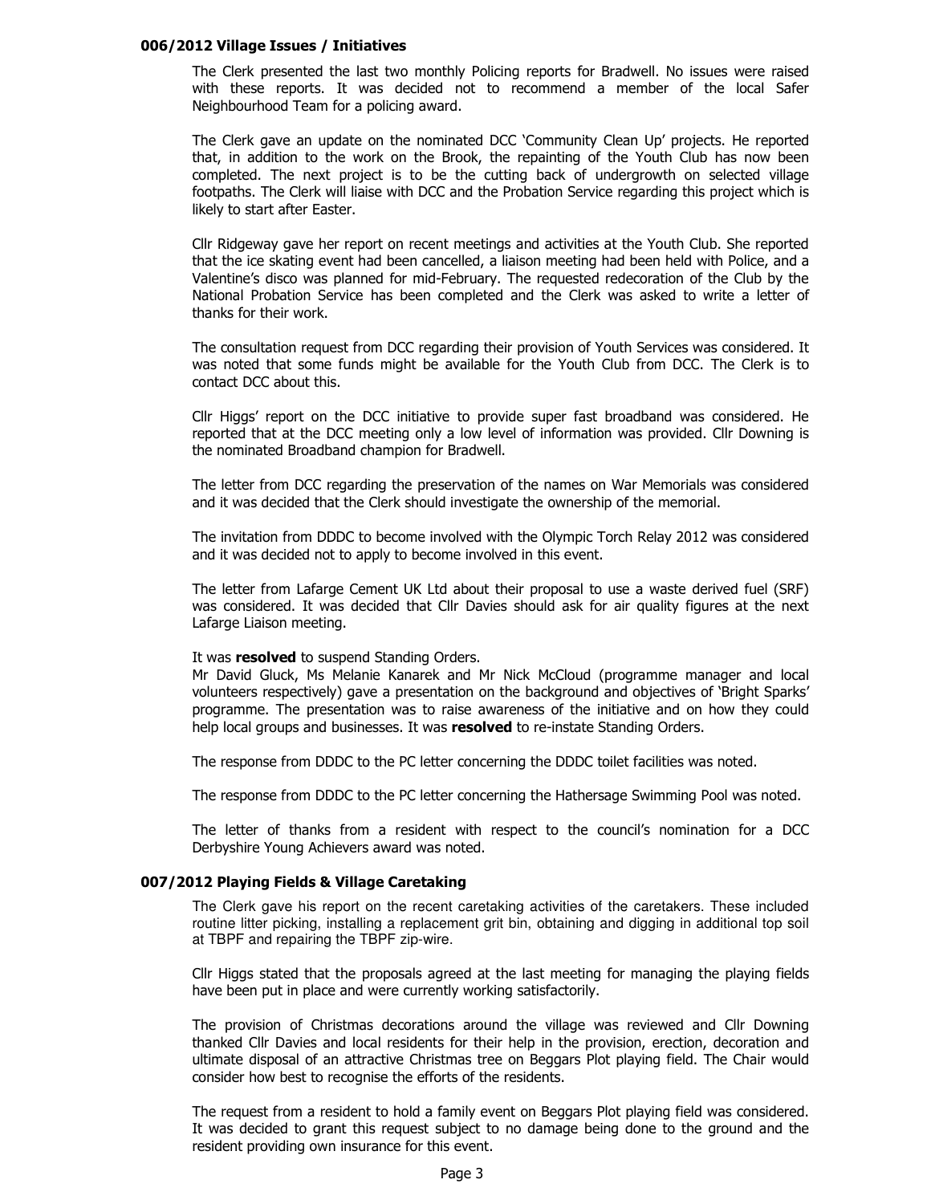### 006/2012 Village Issues / Initiatives

The Clerk presented the last two monthly Policing reports for Bradwell. No issues were raised with these reports. It was decided not to recommend a member of the local Safer Neighbourhood Team for a policing award.

The Clerk gave an update on the nominated DCC 'Community Clean Up' projects. He reported that, in addition to the work on the Brook, the repainting of the Youth Club has now been completed. The next project is to be the cutting back of undergrowth on selected village footpaths. The Clerk will liaise with DCC and the Probation Service regarding this project which is likely to start after Easter.

Cllr Ridgeway gave her report on recent meetings and activities at the Youth Club. She reported that the ice skating event had been cancelled, a liaison meeting had been held with Police, and a Valentine's disco was planned for mid-February. The requested redecoration of the Club by the National Probation Service has been completed and the Clerk was asked to write a letter of thanks for their work.

The consultation request from DCC regarding their provision of Youth Services was considered. It was noted that some funds might be available for the Youth Club from DCC. The Clerk is to contact DCC about this.

Cllr Higgs' report on the DCC initiative to provide super fast broadband was considered. He reported that at the DCC meeting only a low level of information was provided. Cllr Downing is the nominated Broadband champion for Bradwell.

The letter from DCC regarding the preservation of the names on War Memorials was considered and it was decided that the Clerk should investigate the ownership of the memorial.

The invitation from DDDC to become involved with the Olympic Torch Relay 2012 was considered and it was decided not to apply to become involved in this event.

The letter from Lafarge Cement UK Ltd about their proposal to use a waste derived fuel (SRF) was considered. It was decided that Cllr Davies should ask for air quality figures at the next Lafarge Liaison meeting.

It was **resolved** to suspend Standing Orders.
Mr David Gluck, Ms Melanie Kanarek and Mr Nick McCloud (programme manager and local volunteers respectively) gave a presentation on the background and objectives of 'Bright Sparks' programme. The presentation was to raise awareness of the initiative and on how they could help local groups and businesses. It was **resolved** to re-instate Standing Orders.

The response from DDDC to the PC letter concerning the DDDC toilet facilities was noted.

The response from DDDC to the PC letter concerning the Hathersage Swimming Pool was noted.

The letter of thanks from a resident with respect to the council's nomination for a DCC Derbyshire Young Achievers award was noted.

### 007/2012 Playing Fields & Village Caretaking

The Clerk gave his report on the recent caretaking activities of the caretakers. These included routine litter picking, installing a replacement grit bin, obtaining and digging in additional top soil at TBPF and repairing the TBPF zip-wire.

Cllr Higgs stated that the proposals agreed at the last meeting for managing the playing fields have been put in place and were currently working satisfactorily.

The provision of Christmas decorations around the village was reviewed and Cllr Downing thanked Cllr Davies and local residents for their help in the provision, erection, decoration and ultimate disposal of an attractive Christmas tree on Beggars Plot playing field. The Chair would consider how best to recognise the efforts of the residents.

The request from a resident to hold a family event on Beggars Plot playing field was considered. It was decided to grant this request subject to no damage being done to the ground and the resident providing own insurance for this event.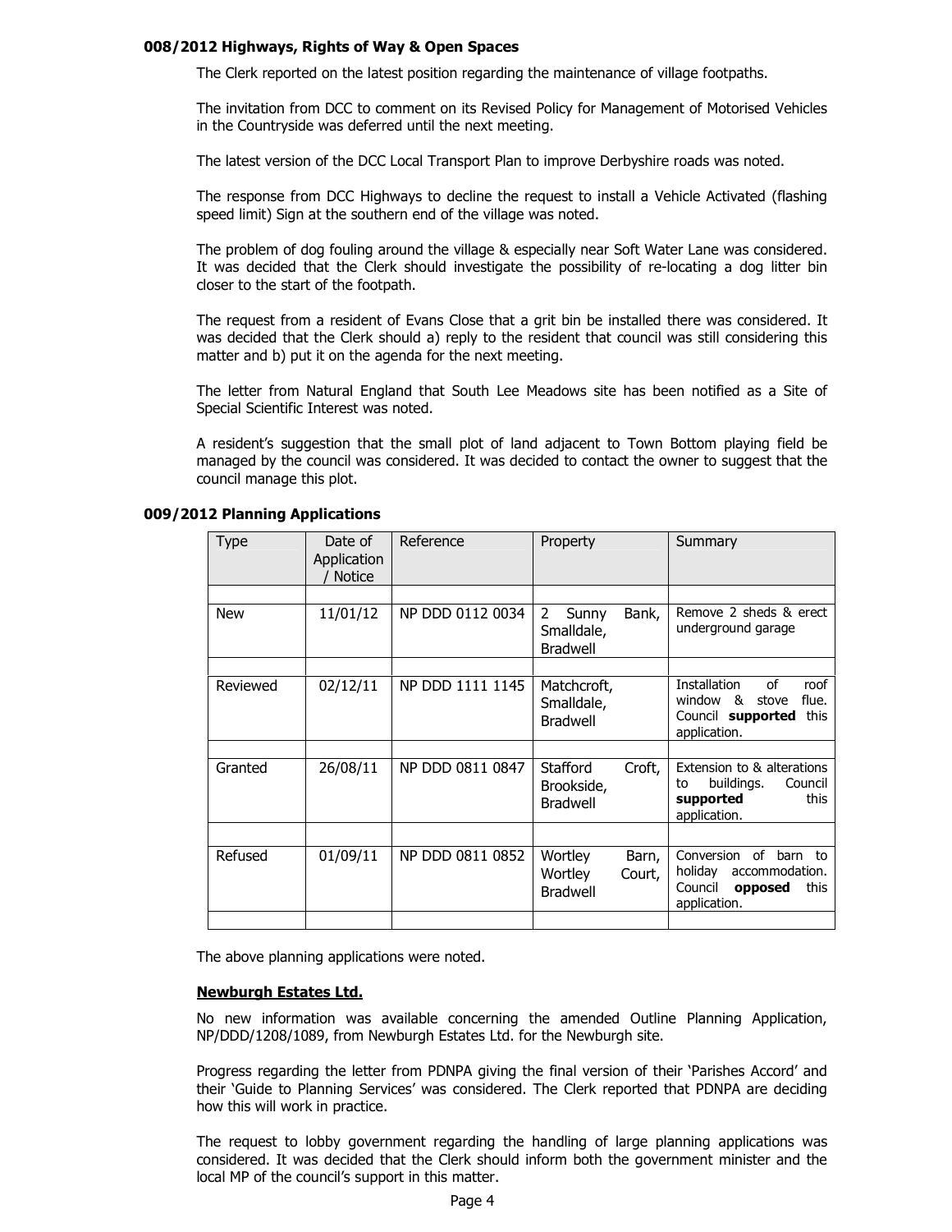**008/2012 Highways, Rights of Way & Open Spaces**

The Clerk reported on the latest position regarding the maintenance of village footpaths.

The invitation from DCC to comment on its Revised Policy for Management of Motorised Vehicles in the Countryside was deferred until the next meeting.

The latest version of the DCC Local Transport Plan to improve Derbyshire roads was noted.

The response from DCC Highways to decline the request to install a Vehicle Activated (flashing speed limit) Sign at the southern end of the village was noted.

The problem of dog fouling around the village & especially near Soft Water Lane was considered. It was decided that the Clerk should investigate the possibility of re-locating a dog litter bin closer to the start of the footpath.

The request from a resident of Evans Close that a grit bin be installed there was considered. It was decided that the Clerk should a) reply to the resident that council was still considering this matter and b) put it on the agenda for the next meeting.

The letter from Natural England that South Lee Meadows site has been notified as a Site of Special Scientific Interest was noted.

A resident's suggestion that the small plot of land adjacent to Town Bottom playing field be managed by the council was considered. It was decided to contact the owner to suggest that the council manage this plot.

**009/2012 Planning Applications**

| Type | Date of Application / Notice | Reference | Property | Summary |
|---|---|---|---|---|
| | | | | |
| New | 11/01/12 | NP DDD 0112 0034 | 2 Sunny Bank, Smalldale, Bradwell | Remove 2 sheds & erect underground garage |
| | | | | |
| Reviewed | 02/12/11 | NP DDD 1111 1145 | Matchcroft, Smalldale, Bradwell | Installation of roof window & stove flue. Council **supported** this application. |
| | | | | |
| Granted | 26/08/11 | NP DDD 0811 0847 | Stafford Croft, Brookside, Bradwell | Extension to & alterations to buildings. Council **supported** this application. |
| | | | | |
| Refused | 01/09/11 | NP DDD 0811 0852 | Wortley Barn, Wortley Court, Bradwell | Conversion of barn to holiday accommodation. Council **opposed** this application. |
| | | | | |

The above planning applications were noted.

**Newburgh Estates Ltd.**

No new information was available concerning the amended Outline Planning Application, NP/DDD/1208/1089, from Newburgh Estates Ltd. for the Newburgh site.

Progress regarding the letter from PDNPA giving the final version of their 'Parishes Accord' and their 'Guide to Planning Services' was considered. The Clerk reported that PDNPA are deciding how this will work in practice.

The request to lobby government regarding the handling of large planning applications was considered. It was decided that the Clerk should inform both the government minister and the local MP of the council's support in this matter.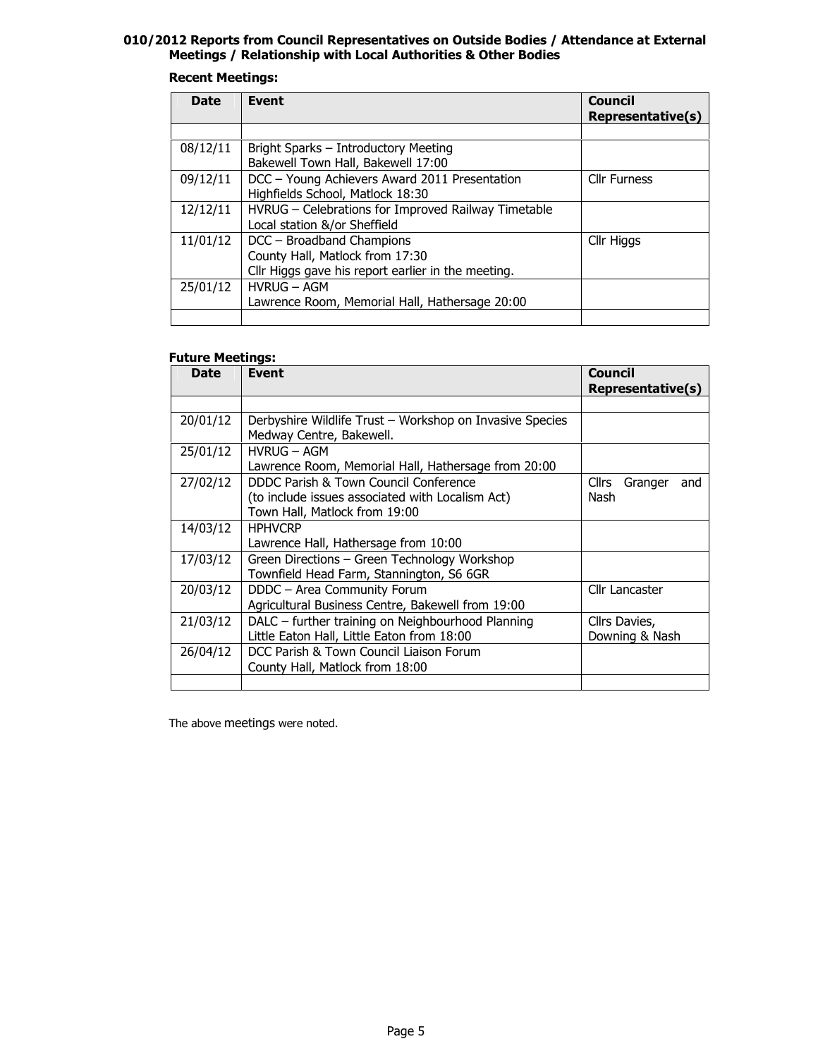**010/2012 Reports from Council Representatives on Outside Bodies / Attendance at External Meetings / Relationship with Local Authorities & Other Bodies**

**Recent Meetings:**

| Date | Event | Council Representative(s) |
|---|---|---|
| | | |
| 08/12/11 | Bright Sparks – Introductory Meeting<br>Bakewell Town Hall, Bakewell 17:00 | |
| 09/12/11 | DCC – Young Achievers Award 2011 Presentation<br>Highfields School, Matlock 18:30 | Cllr Furness |
| 12/12/11 | HVRUG – Celebrations for Improved Railway Timetable<br>Local station &/or Sheffield | |
| 11/01/12 | DCC – Broadband Champions<br>County Hall, Matlock from 17:30<br>Cllr Higgs gave his report earlier in the meeting. | Cllr Higgs |
| 25/01/12 | HVRUG – AGM<br>Lawrence Room, Memorial Hall, Hathersage 20:00 | |
| | | |

**Future Meetings:**

| Date | Event | Council Representative(s) |
|---|---|---|
| | | |
| 20/01/12 | Derbyshire Wildlife Trust – Workshop on Invasive Species<br>Medway Centre, Bakewell. | |
| 25/01/12 | HVRUG – AGM<br>Lawrence Room, Memorial Hall, Hathersage from 20:00 | |
| 27/02/12 | DDDC Parish & Town Council Conference<br>(to include issues associated with Localism Act)<br>Town Hall, Matlock from 19:00 | Cllrs Granger and Nash |
| 14/03/12 | HPHVCRP<br>Lawrence Hall, Hathersage from 10:00 | |
| 17/03/12 | Green Directions – Green Technology Workshop<br>Townfield Head Farm, Stannington, S6 6GR | |
| 20/03/12 | DDDC – Area Community Forum<br>Agricultural Business Centre, Bakewell from 19:00 | Cllr Lancaster |
| 21/03/12 | DALC – further training on Neighbourhood Planning<br>Little Eaton Hall, Little Eaton from 18:00 | Cllrs Davies, Downing & Nash |
| 26/04/12 | DCC Parish & Town Council Liaison Forum<br>County Hall, Matlock from 18:00 | |
| | | |

The above meetings were noted.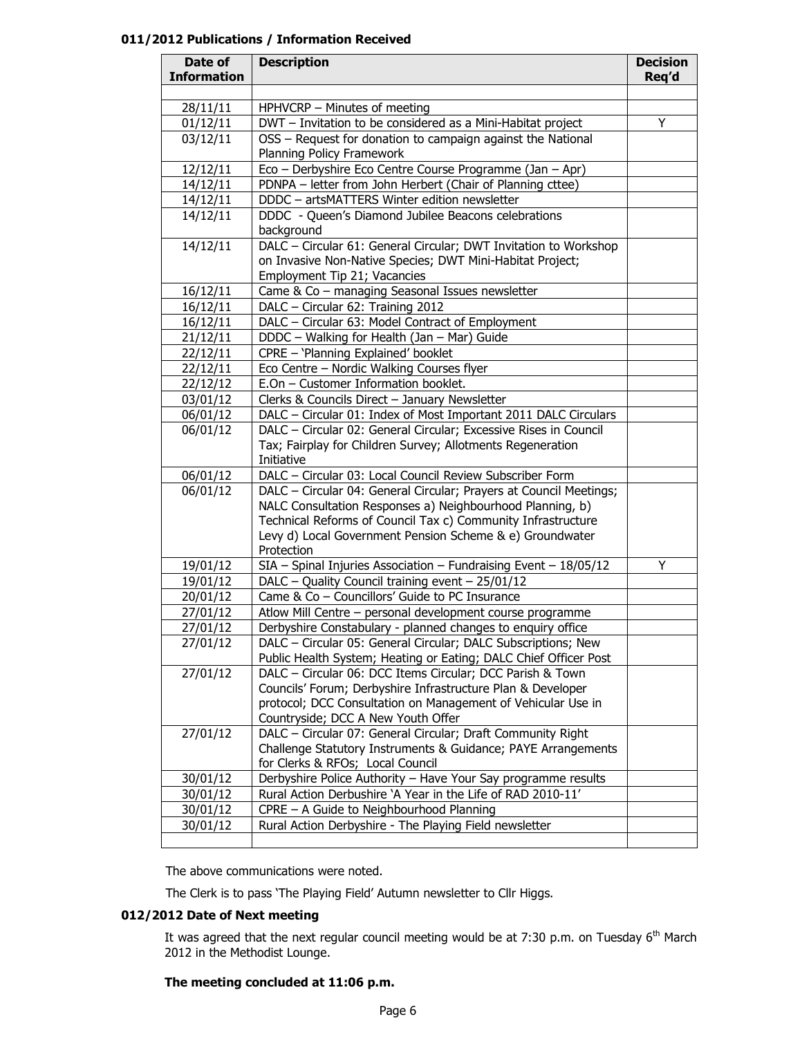**011/2012 Publications / Information Received**

| Date of Information | Description | Decision Req'd |
|---|---|---|
| | | |
| 28/11/11 | HPHVCRP – Minutes of meeting | |
| 01/12/11 | DWT – Invitation to be considered as a Mini-Habitat project | Y |
| 03/12/11 | OSS – Request for donation to campaign against the National Planning Policy Framework | |
| 12/12/11 | Eco – Derbyshire Eco Centre Course Programme (Jan – Apr) | |
| 14/12/11 | PDNPA – letter from John Herbert (Chair of Planning cttee) | |
| 14/12/11 | DDDC – artsMATTERS Winter edition newsletter | |
| 14/12/11 | DDDC - Queen's Diamond Jubilee Beacons celebrations background | |
| 14/12/11 | DALC – Circular 61: General Circular; DWT Invitation to Workshop on Invasive Non-Native Species; DWT Mini-Habitat Project; Employment Tip 21; Vacancies | |
| 16/12/11 | Came & Co – managing Seasonal Issues newsletter | |
| 16/12/11 | DALC – Circular 62: Training 2012 | |
| 16/12/11 | DALC – Circular 63: Model Contract of Employment | |
| 21/12/11 | DDDC – Walking for Health (Jan – Mar) Guide | |
| 22/12/11 | CPRE – 'Planning Explained' booklet | |
| 22/12/11 | Eco Centre – Nordic Walking Courses flyer | |
| 22/12/12 | E.On – Customer Information booklet. | |
| 03/01/12 | Clerks & Councils Direct – January Newsletter | |
| 06/01/12 | DALC – Circular 01: Index of Most Important 2011 DALC Circulars | |
| 06/01/12 | DALC – Circular 02: General Circular; Excessive Rises in Council Tax; Fairplay for Children Survey; Allotments Regeneration Initiative | |
| 06/01/12 | DALC – Circular 03: Local Council Review Subscriber Form | |
| 06/01/12 | DALC – Circular 04: General Circular; Prayers at Council Meetings; NALC Consultation Responses a) Neighbourhood Planning, b) Technical Reforms of Council Tax c) Community Infrastructure Levy d) Local Government Pension Scheme & e) Groundwater Protection | |
| 19/01/12 | SIA – Spinal Injuries Association – Fundraising Event – 18/05/12 | Y |
| 19/01/12 | DALC – Quality Council training event – 25/01/12 | |
| 20/01/12 | Came & Co – Councillors' Guide to PC Insurance | |
| 27/01/12 | Atlow Mill Centre – personal development course programme | |
| 27/01/12 | Derbyshire Constabulary - planned changes to enquiry office | |
| 27/01/12 | DALC – Circular 05: General Circular; DALC Subscriptions; New Public Health System; Heating or Eating; DALC Chief Officer Post | |
| 27/01/12 | DALC – Circular 06: DCC Items Circular; DCC Parish & Town Councils' Forum; Derbyshire Infrastructure Plan & Developer protocol; DCC Consultation on Management of Vehicular Use in Countryside; DCC A New Youth Offer | |
| 27/01/12 | DALC – Circular 07: General Circular; Draft Community Right Challenge Statutory Instruments & Guidance; PAYE Arrangements for Clerks & RFOs; Local Council | |
| 30/01/12 | Derbyshire Police Authority – Have Your Say programme results | |
| 30/01/12 | Rural Action Derbushire 'A Year in the Life of RAD 2010-11' | |
| 30/01/12 | CPRE – A Guide to Neighbourhood Planning | |
| 30/01/12 | Rural Action Derbyshire - The Playing Field newsletter | |
| | | |

The above communications were noted.

The Clerk is to pass 'The Playing Field' Autumn newsletter to Cllr Higgs.

**012/2012 Date of Next meeting**

It was agreed that the next regular council meeting would be at 7:30 p.m. on Tuesday 6th March 2012 in the Methodist Lounge.

**The meeting concluded at 11:06 p.m.**